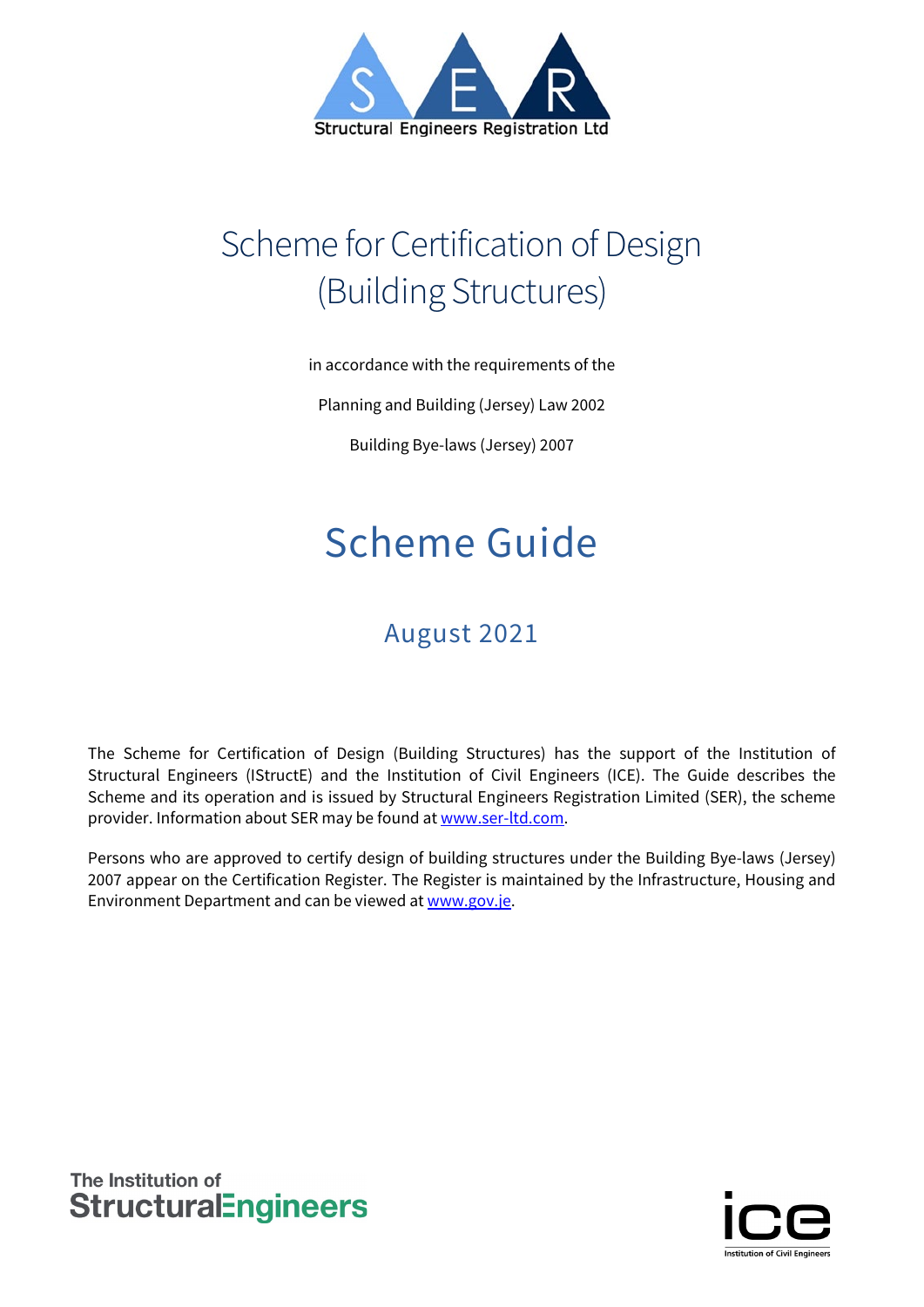Structural Engineers Registration Ltd

# Scheme for Certification of Design (Building Structures)

in accordance with the requirements of the

Planning and Building (Jersey) Law 2002

Building Bye-laws (Jersey) 2007

# Scheme Guide

## August 2021

The Scheme for Certification of Design (Building Structures) has the support of the Institution of Structural Engineers (IStructE) and the Institution of Civil Engineers (ICE). The Guide describes the Scheme and its operation and is issued by Structural Engineers Registration Limited (SER), the scheme provider. Information about SER may be found at www.ser-ltd.com.

Persons who are approved to certify design of building structures under the Building Bye-laws (Jersey) 2007 appear on the Certification Register. The Register is maintained by the Infrastructure, Housing and Environment Department and can be viewed at www.gov.je.

The Institution of Structural Engineers

ice Institution of Civil Engineers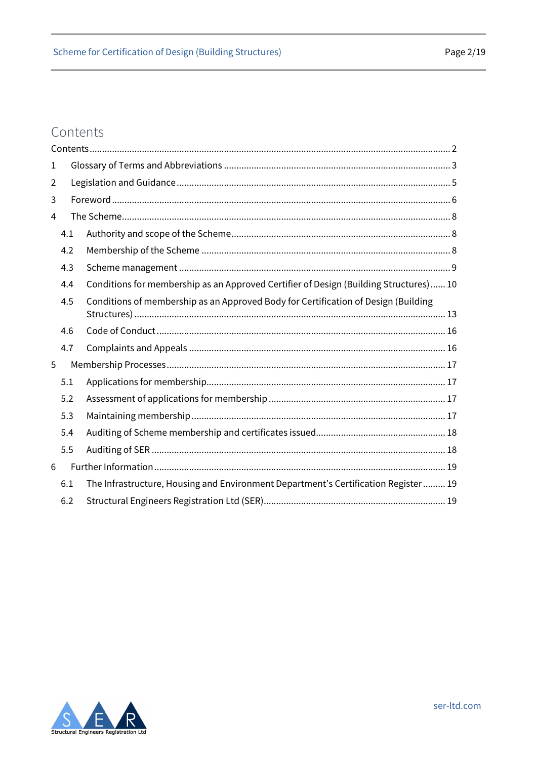# Contents

Contents ........ 2

1 Glossary of Terms and Abbreviations ........ 3

2 Legislation and Guidance ........ 5

3 Foreword ........ 6

4 The Scheme ........ 8

- 4.1 Authority and scope of the Scheme ........ 8
- 4.2 Membership of the Scheme ........ 8
- 4.3 Scheme management ........ 9
- 4.4 Conditions for membership as an Approved Certifier of Design (Building Structures) ........ 10
- 4.5 Conditions of membership as an Approved Body for Certification of Design (Building Structures) ........ 13
- 4.6 Code of Conduct ........ 16
- 4.7 Complaints and Appeals ........ 16

5 Membership Processes ........ 17

- 5.1 Applications for membership ........ 17
- 5.2 Assessment of applications for membership ........ 17
- 5.3 Maintaining membership ........ 17
- 5.4 Auditing of Scheme membership and certificates issued ........ 18
- 5.5 Auditing of SER ........ 18

6 Further Information ........ 19

- 6.1 The Infrastructure, Housing and Environment Department's Certification Register ........ 19
- 6.2 Structural Engineers Registration Ltd (SER) ........ 19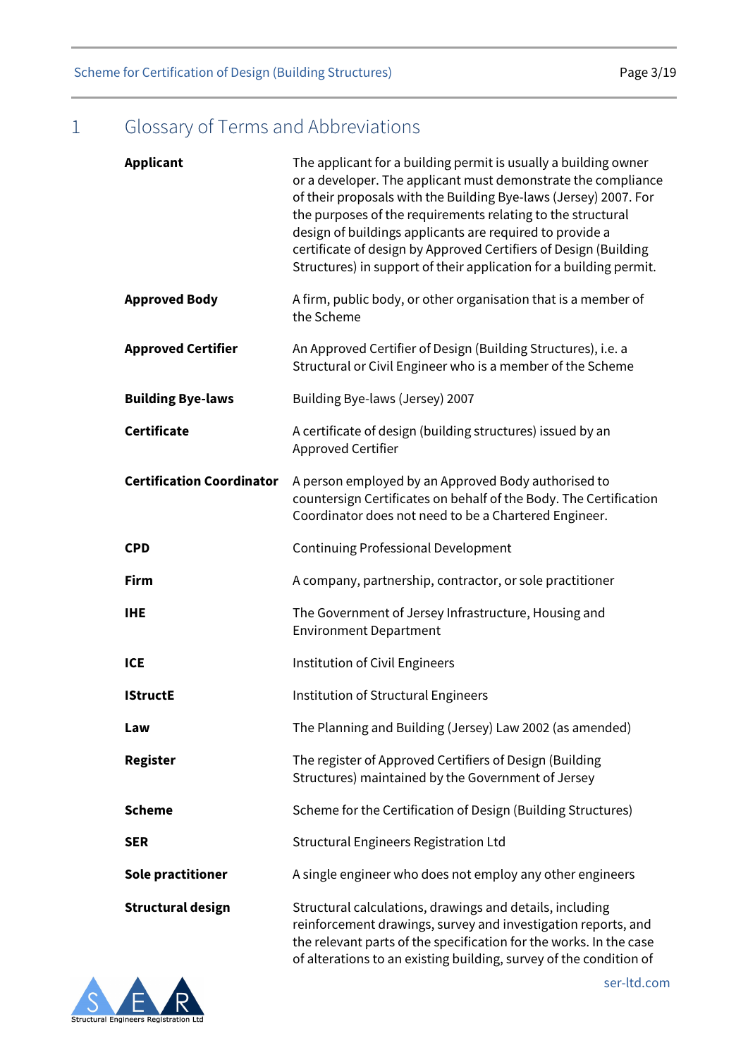# 1 Glossary of Terms and Abbreviations

| | |
|---|---|
| **Applicant** | The applicant for a building permit is usually a building owner or a developer. The applicant must demonstrate the compliance of their proposals with the Building Bye-laws (Jersey) 2007. For the purposes of the requirements relating to the structural design of buildings applicants are required to provide a certificate of design by Approved Certifiers of Design (Building Structures) in support of their application for a building permit. |
| **Approved Body** | A firm, public body, or other organisation that is a member of the Scheme |
| **Approved Certifier** | An Approved Certifier of Design (Building Structures), i.e. a Structural or Civil Engineer who is a member of the Scheme |
| **Building Bye-laws** | Building Bye-laws (Jersey) 2007 |
| **Certificate** | A certificate of design (building structures) issued by an Approved Certifier |
| **Certification Coordinator** | A person employed by an Approved Body authorised to countersign Certificates on behalf of the Body. The Certification Coordinator does not need to be a Chartered Engineer. |
| **CPD** | Continuing Professional Development |
| **Firm** | A company, partnership, contractor, or sole practitioner |
| **IHE** | The Government of Jersey Infrastructure, Housing and Environment Department |
| **ICE** | Institution of Civil Engineers |
| **IStructE** | Institution of Structural Engineers |
| **Law** | The Planning and Building (Jersey) Law 2002 (as amended) |
| **Register** | The register of Approved Certifiers of Design (Building Structures) maintained by the Government of Jersey |
| **Scheme** | Scheme for the Certification of Design (Building Structures) |
| **SER** | Structural Engineers Registration Ltd |
| **Sole practitioner** | A single engineer who does not employ any other engineers |
| **Structural design** | Structural calculations, drawings and details, including reinforcement drawings, survey and investigation reports, and the relevant parts of the specification for the works. In the case of alterations to an existing building, survey of the condition of |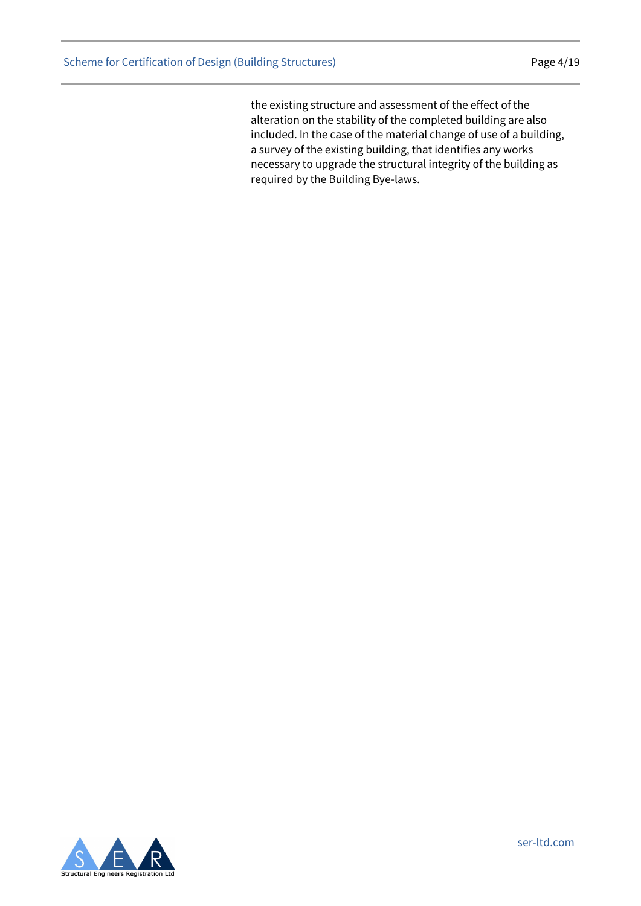the existing structure and assessment of the effect of the alteration on the stability of the completed building are also included. In the case of the material change of use of a building, a survey of the existing building, that identifies any works necessary to upgrade the structural integrity of the building as required by the Building Bye-laws.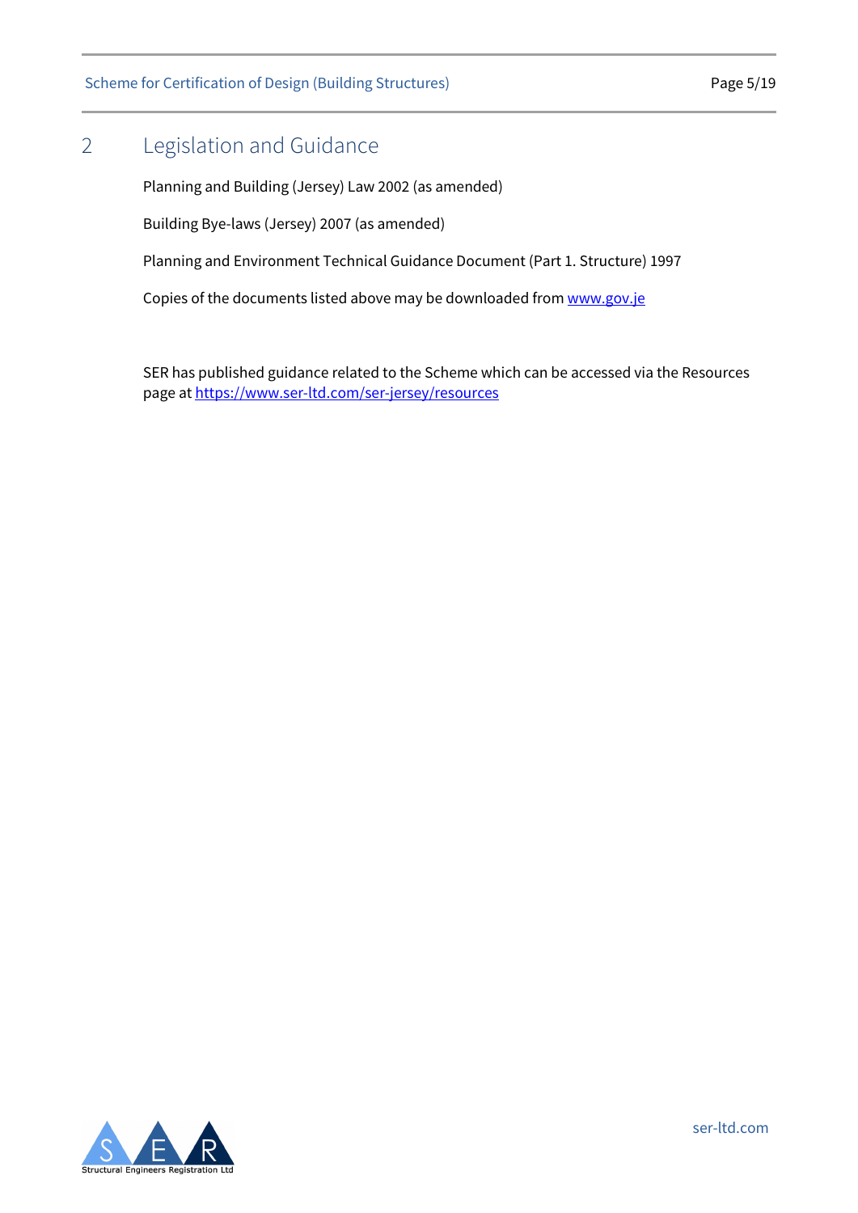## 2 Legislation and Guidance

Planning and Building (Jersey) Law 2002 (as amended)

Building Bye-laws (Jersey) 2007 (as amended)

Planning and Environment Technical Guidance Document (Part 1. Structure) 1997

Copies of the documents listed above may be downloaded from [www.gov.je](www.gov.je)

SER has published guidance related to the Scheme which can be accessed via the Resources page at [https://www.ser-ltd.com/ser-jersey/resources](https://www.ser-ltd.com/ser-jersey/resources)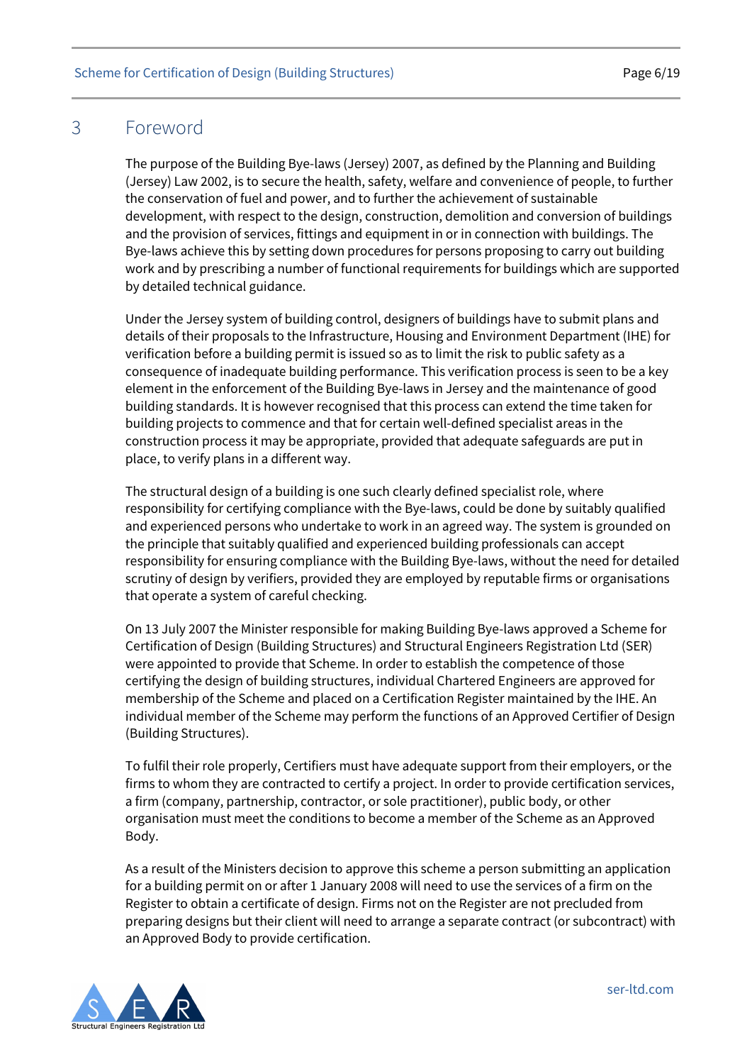# 3 Foreword

The purpose of the Building Bye-laws (Jersey) 2007, as defined by the Planning and Building (Jersey) Law 2002, is to secure the health, safety, welfare and convenience of people, to further the conservation of fuel and power, and to further the achievement of sustainable development, with respect to the design, construction, demolition and conversion of buildings and the provision of services, fittings and equipment in or in connection with buildings. The Bye-laws achieve this by setting down procedures for persons proposing to carry out building work and by prescribing a number of functional requirements for buildings which are supported by detailed technical guidance.

Under the Jersey system of building control, designers of buildings have to submit plans and details of their proposals to the Infrastructure, Housing and Environment Department (IHE) for verification before a building permit is issued so as to limit the risk to public safety as a consequence of inadequate building performance. This verification process is seen to be a key element in the enforcement of the Building Bye-laws in Jersey and the maintenance of good building standards. It is however recognised that this process can extend the time taken for building projects to commence and that for certain well-defined specialist areas in the construction process it may be appropriate, provided that adequate safeguards are put in place, to verify plans in a different way.

The structural design of a building is one such clearly defined specialist role, where responsibility for certifying compliance with the Bye-laws, could be done by suitably qualified and experienced persons who undertake to work in an agreed way. The system is grounded on the principle that suitably qualified and experienced building professionals can accept responsibility for ensuring compliance with the Building Bye-laws, without the need for detailed scrutiny of design by verifiers, provided they are employed by reputable firms or organisations that operate a system of careful checking.

On 13 July 2007 the Minister responsible for making Building Bye-laws approved a Scheme for Certification of Design (Building Structures) and Structural Engineers Registration Ltd (SER) were appointed to provide that Scheme. In order to establish the competence of those certifying the design of building structures, individual Chartered Engineers are approved for membership of the Scheme and placed on a Certification Register maintained by the IHE. An individual member of the Scheme may perform the functions of an Approved Certifier of Design (Building Structures).

To fulfil their role properly, Certifiers must have adequate support from their employers, or the firms to whom they are contracted to certify a project. In order to provide certification services, a firm (company, partnership, contractor, or sole practitioner), public body, or other organisation must meet the conditions to become a member of the Scheme as an Approved Body.

As a result of the Ministers decision to approve this scheme a person submitting an application for a building permit on or after 1 January 2008 will need to use the services of a firm on the Register to obtain a certificate of design. Firms not on the Register are not precluded from preparing designs but their client will need to arrange a separate contract (or subcontract) with an Approved Body to provide certification.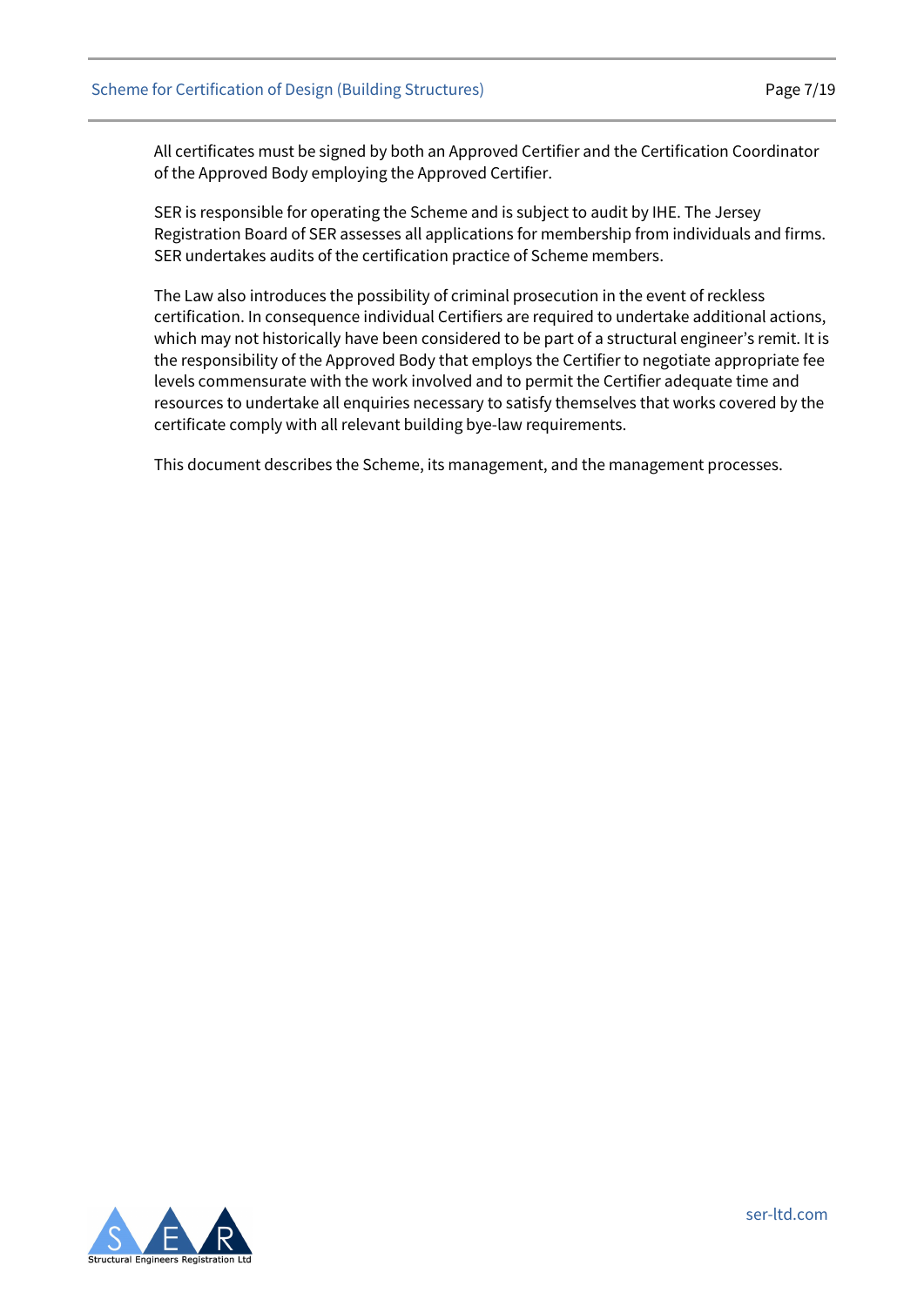All certificates must be signed by both an Approved Certifier and the Certification Coordinator of the Approved Body employing the Approved Certifier.

SER is responsible for operating the Scheme and is subject to audit by IHE. The Jersey Registration Board of SER assesses all applications for membership from individuals and firms. SER undertakes audits of the certification practice of Scheme members.

The Law also introduces the possibility of criminal prosecution in the event of reckless certification. In consequence individual Certifiers are required to undertake additional actions, which may not historically have been considered to be part of a structural engineer's remit. It is the responsibility of the Approved Body that employs the Certifier to negotiate appropriate fee levels commensurate with the work involved and to permit the Certifier adequate time and resources to undertake all enquiries necessary to satisfy themselves that works covered by the certificate comply with all relevant building bye-law requirements.

This document describes the Scheme, its management, and the management processes.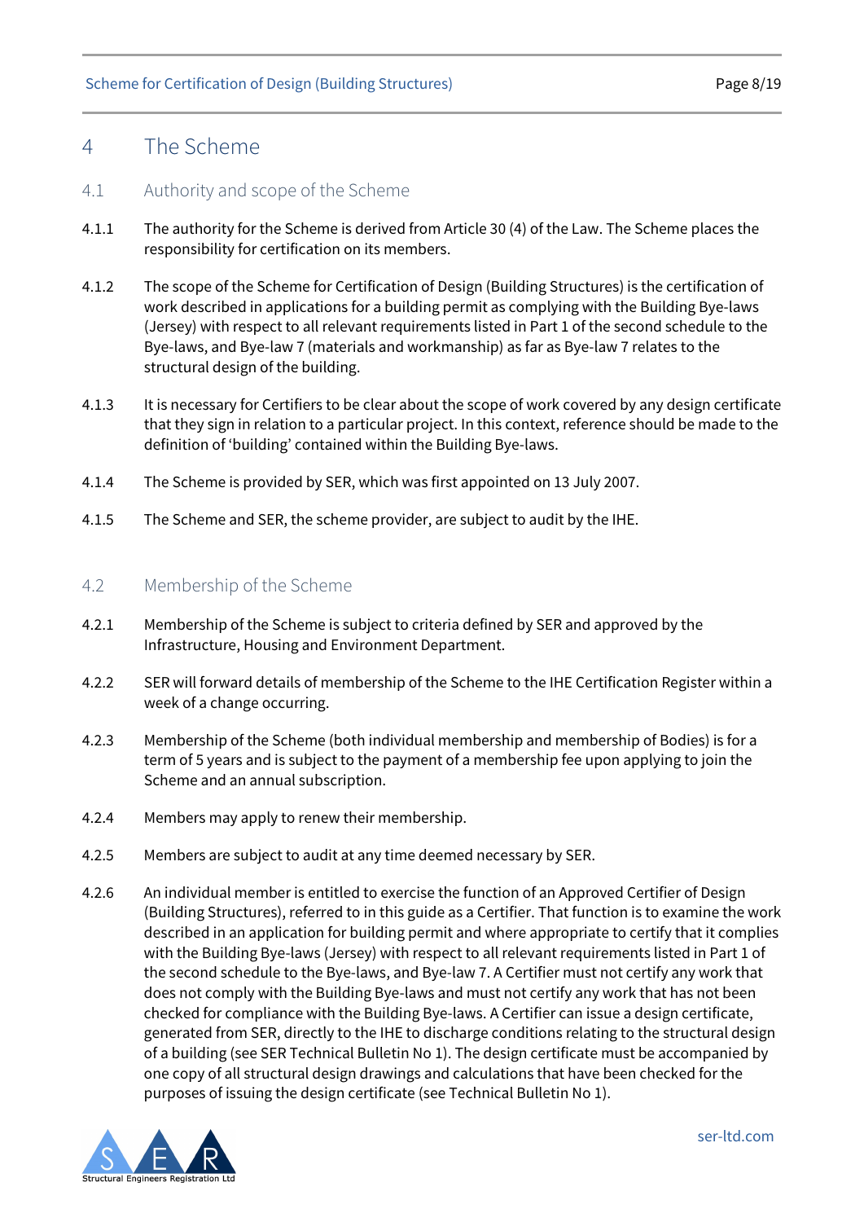# 4 The Scheme

## 4.1 Authority and scope of the Scheme

4.1.1 The authority for the Scheme is derived from Article 30 (4) of the Law. The Scheme places the responsibility for certification on its members.

4.1.2 The scope of the Scheme for Certification of Design (Building Structures) is the certification of work described in applications for a building permit as complying with the Building Bye-laws (Jersey) with respect to all relevant requirements listed in Part 1 of the second schedule to the Bye-laws, and Bye-law 7 (materials and workmanship) as far as Bye-law 7 relates to the structural design of the building.

4.1.3 It is necessary for Certifiers to be clear about the scope of work covered by any design certificate that they sign in relation to a particular project. In this context, reference should be made to the definition of 'building' contained within the Building Bye-laws.

4.1.4 The Scheme is provided by SER, which was first appointed on 13 July 2007.

4.1.5 The Scheme and SER, the scheme provider, are subject to audit by the IHE.

## 4.2 Membership of the Scheme

4.2.1 Membership of the Scheme is subject to criteria defined by SER and approved by the Infrastructure, Housing and Environment Department.

4.2.2 SER will forward details of membership of the Scheme to the IHE Certification Register within a week of a change occurring.

4.2.3 Membership of the Scheme (both individual membership and membership of Bodies) is for a term of 5 years and is subject to the payment of a membership fee upon applying to join the Scheme and an annual subscription.

4.2.4 Members may apply to renew their membership.

4.2.5 Members are subject to audit at any time deemed necessary by SER.

4.2.6 An individual member is entitled to exercise the function of an Approved Certifier of Design (Building Structures), referred to in this guide as a Certifier. That function is to examine the work described in an application for building permit and where appropriate to certify that it complies with the Building Bye-laws (Jersey) with respect to all relevant requirements listed in Part 1 of the second schedule to the Bye-laws, and Bye-law 7. A Certifier must not certify any work that does not comply with the Building Bye-laws and must not certify any work that has not been checked for compliance with the Building Bye-laws. A Certifier can issue a design certificate, generated from SER, directly to the IHE to discharge conditions relating to the structural design of a building (see SER Technical Bulletin No 1). The design certificate must be accompanied by one copy of all structural design drawings and calculations that have been checked for the purposes of issuing the design certificate (see Technical Bulletin No 1).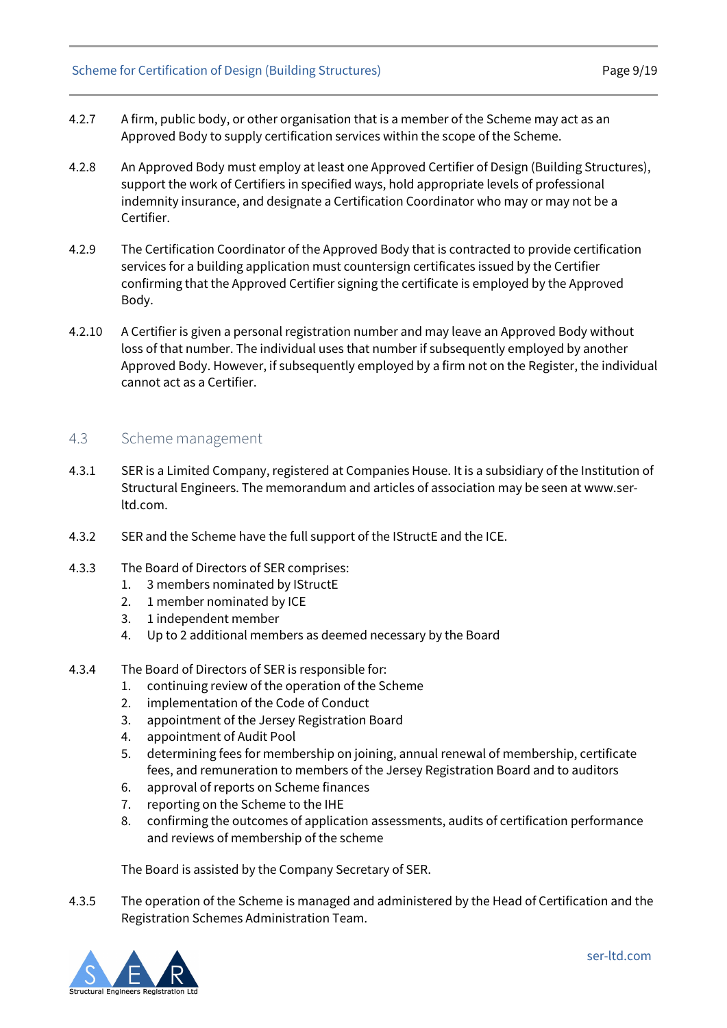4.2.7 A firm, public body, or other organisation that is a member of the Scheme may act as an Approved Body to supply certification services within the scope of the Scheme.

4.2.8 An Approved Body must employ at least one Approved Certifier of Design (Building Structures), support the work of Certifiers in specified ways, hold appropriate levels of professional indemnity insurance, and designate a Certification Coordinator who may or may not be a Certifier.

4.2.9 The Certification Coordinator of the Approved Body that is contracted to provide certification services for a building application must countersign certificates issued by the Certifier confirming that the Approved Certifier signing the certificate is employed by the Approved Body.

4.2.10 A Certifier is given a personal registration number and may leave an Approved Body without loss of that number. The individual uses that number if subsequently employed by another Approved Body. However, if subsequently employed by a firm not on the Register, the individual cannot act as a Certifier.

## 4.3 Scheme management

4.3.1 SER is a Limited Company, registered at Companies House. It is a subsidiary of the Institution of Structural Engineers. The memorandum and articles of association may be seen at www.ser-ltd.com.

4.3.2 SER and the Scheme have the full support of the IStructE and the ICE.

4.3.3 The Board of Directors of SER comprises:

1. 3 members nominated by IStructE
2. 1 member nominated by ICE
3. 1 independent member
4. Up to 2 additional members as deemed necessary by the Board

4.3.4 The Board of Directors of SER is responsible for:

1. continuing review of the operation of the Scheme
2. implementation of the Code of Conduct
3. appointment of the Jersey Registration Board
4. appointment of Audit Pool
5. determining fees for membership on joining, annual renewal of membership, certificate fees, and remuneration to members of the Jersey Registration Board and to auditors
6. approval of reports on Scheme finances
7. reporting on the Scheme to the IHE
8. confirming the outcomes of application assessments, audits of certification performance and reviews of membership of the scheme

The Board is assisted by the Company Secretary of SER.

4.3.5 The operation of the Scheme is managed and administered by the Head of Certification and the Registration Schemes Administration Team.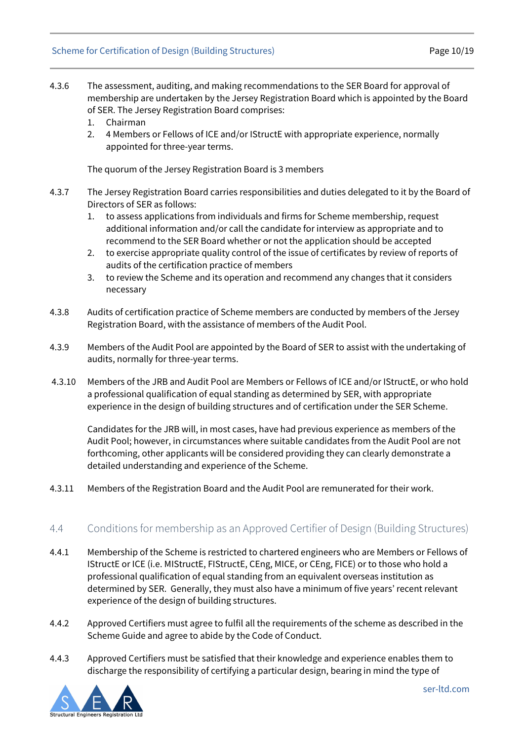4.3.6 The assessment, auditing, and making recommendations to the SER Board for approval of membership are undertaken by the Jersey Registration Board which is appointed by the Board of SER. The Jersey Registration Board comprises:

1. Chairman
2. 4 Members or Fellows of ICE and/or IStructE with appropriate experience, normally appointed for three-year terms.

The quorum of the Jersey Registration Board is 3 members

4.3.7 The Jersey Registration Board carries responsibilities and duties delegated to it by the Board of Directors of SER as follows:

1. to assess applications from individuals and firms for Scheme membership, request additional information and/or call the candidate for interview as appropriate and to recommend to the SER Board whether or not the application should be accepted
2. to exercise appropriate quality control of the issue of certificates by review of reports of audits of the certification practice of members
3. to review the Scheme and its operation and recommend any changes that it considers necessary

4.3.8 Audits of certification practice of Scheme members are conducted by members of the Jersey Registration Board, with the assistance of members of the Audit Pool.

4.3.9 Members of the Audit Pool are appointed by the Board of SER to assist with the undertaking of audits, normally for three-year terms.

4.3.10 Members of the JRB and Audit Pool are Members or Fellows of ICE and/or IStructE, or who hold a professional qualification of equal standing as determined by SER, with appropriate experience in the design of building structures and of certification under the SER Scheme.

Candidates for the JRB will, in most cases, have had previous experience as members of the Audit Pool; however, in circumstances where suitable candidates from the Audit Pool are not forthcoming, other applicants will be considered providing they can clearly demonstrate a detailed understanding and experience of the Scheme.

4.3.11 Members of the Registration Board and the Audit Pool are remunerated for their work.

## 4.4 Conditions for membership as an Approved Certifier of Design (Building Structures)

4.4.1 Membership of the Scheme is restricted to chartered engineers who are Members or Fellows of IStructE or ICE (i.e. MIStructE, FIStructE, CEng, MICE, or CEng, FICE) or to those who hold a professional qualification of equal standing from an equivalent overseas institution as determined by SER. Generally, they must also have a minimum of five years' recent relevant experience of the design of building structures.

4.4.2 Approved Certifiers must agree to fulfil all the requirements of the scheme as described in the Scheme Guide and agree to abide by the Code of Conduct.

4.4.3 Approved Certifiers must be satisfied that their knowledge and experience enables them to discharge the responsibility of certifying a particular design, bearing in mind the type of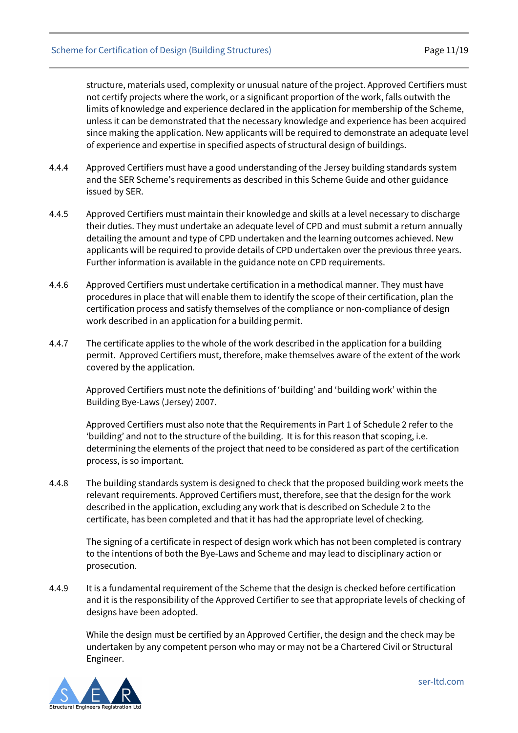structure, materials used, complexity or unusual nature of the project. Approved Certifiers must not certify projects where the work, or a significant proportion of the work, falls outwith the limits of knowledge and experience declared in the application for membership of the Scheme, unless it can be demonstrated that the necessary knowledge and experience has been acquired since making the application. New applicants will be required to demonstrate an adequate level of experience and expertise in specified aspects of structural design of buildings.

4.4.4 Approved Certifiers must have a good understanding of the Jersey building standards system and the SER Scheme's requirements as described in this Scheme Guide and other guidance issued by SER.

4.4.5 Approved Certifiers must maintain their knowledge and skills at a level necessary to discharge their duties. They must undertake an adequate level of CPD and must submit a return annually detailing the amount and type of CPD undertaken and the learning outcomes achieved. New applicants will be required to provide details of CPD undertaken over the previous three years. Further information is available in the guidance note on CPD requirements.

4.4.6 Approved Certifiers must undertake certification in a methodical manner. They must have procedures in place that will enable them to identify the scope of their certification, plan the certification process and satisfy themselves of the compliance or non-compliance of design work described in an application for a building permit.

4.4.7 The certificate applies to the whole of the work described in the application for a building permit. Approved Certifiers must, therefore, make themselves aware of the extent of the work covered by the application.

Approved Certifiers must note the definitions of 'building' and 'building work' within the Building Bye-Laws (Jersey) 2007.

Approved Certifiers must also note that the Requirements in Part 1 of Schedule 2 refer to the 'building' and not to the structure of the building. It is for this reason that scoping, i.e. determining the elements of the project that need to be considered as part of the certification process, is so important.

4.4.8 The building standards system is designed to check that the proposed building work meets the relevant requirements. Approved Certifiers must, therefore, see that the design for the work described in the application, excluding any work that is described on Schedule 2 to the certificate, has been completed and that it has had the appropriate level of checking.

The signing of a certificate in respect of design work which has not been completed is contrary to the intentions of both the Bye-Laws and Scheme and may lead to disciplinary action or prosecution.

4.4.9 It is a fundamental requirement of the Scheme that the design is checked before certification and it is the responsibility of the Approved Certifier to see that appropriate levels of checking of designs have been adopted.

While the design must be certified by an Approved Certifier, the design and the check may be undertaken by any competent person who may or may not be a Chartered Civil or Structural Engineer.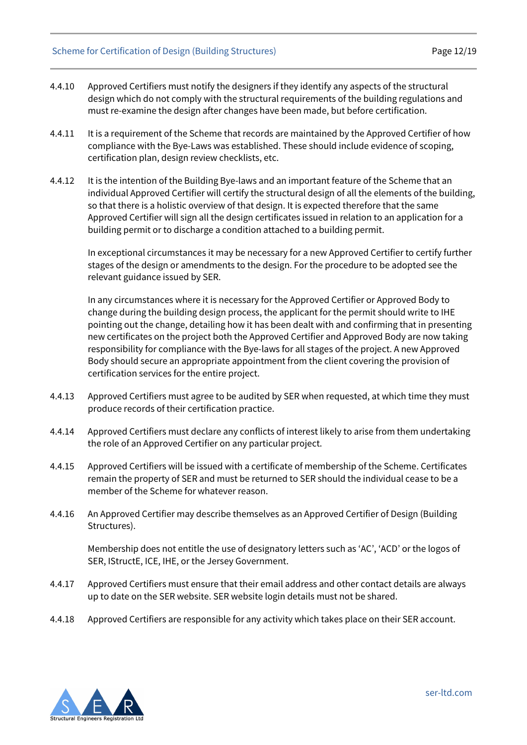4.4.10 Approved Certifiers must notify the designers if they identify any aspects of the structural design which do not comply with the structural requirements of the building regulations and must re-examine the design after changes have been made, but before certification.

4.4.11 It is a requirement of the Scheme that records are maintained by the Approved Certifier of how compliance with the Bye-Laws was established. These should include evidence of scoping, certification plan, design review checklists, etc.

4.4.12 It is the intention of the Building Bye-laws and an important feature of the Scheme that an individual Approved Certifier will certify the structural design of all the elements of the building, so that there is a holistic overview of that design. It is expected therefore that the same Approved Certifier will sign all the design certificates issued in relation to an application for a building permit or to discharge a condition attached to a building permit.

In exceptional circumstances it may be necessary for a new Approved Certifier to certify further stages of the design or amendments to the design. For the procedure to be adopted see the relevant guidance issued by SER.

In any circumstances where it is necessary for the Approved Certifier or Approved Body to change during the building design process, the applicant for the permit should write to IHE pointing out the change, detailing how it has been dealt with and confirming that in presenting new certificates on the project both the Approved Certifier and Approved Body are now taking responsibility for compliance with the Bye-laws for all stages of the project. A new Approved Body should secure an appropriate appointment from the client covering the provision of certification services for the entire project.

4.4.13 Approved Certifiers must agree to be audited by SER when requested, at which time they must produce records of their certification practice.

4.4.14 Approved Certifiers must declare any conflicts of interest likely to arise from them undertaking the role of an Approved Certifier on any particular project.

4.4.15 Approved Certifiers will be issued with a certificate of membership of the Scheme. Certificates remain the property of SER and must be returned to SER should the individual cease to be a member of the Scheme for whatever reason.

4.4.16 An Approved Certifier may describe themselves as an Approved Certifier of Design (Building Structures).

Membership does not entitle the use of designatory letters such as 'AC', 'ACD' or the logos of SER, IStructE, ICE, IHE, or the Jersey Government.

4.4.17 Approved Certifiers must ensure that their email address and other contact details are always up to date on the SER website. SER website login details must not be shared.

4.4.18 Approved Certifiers are responsible for any activity which takes place on their SER account.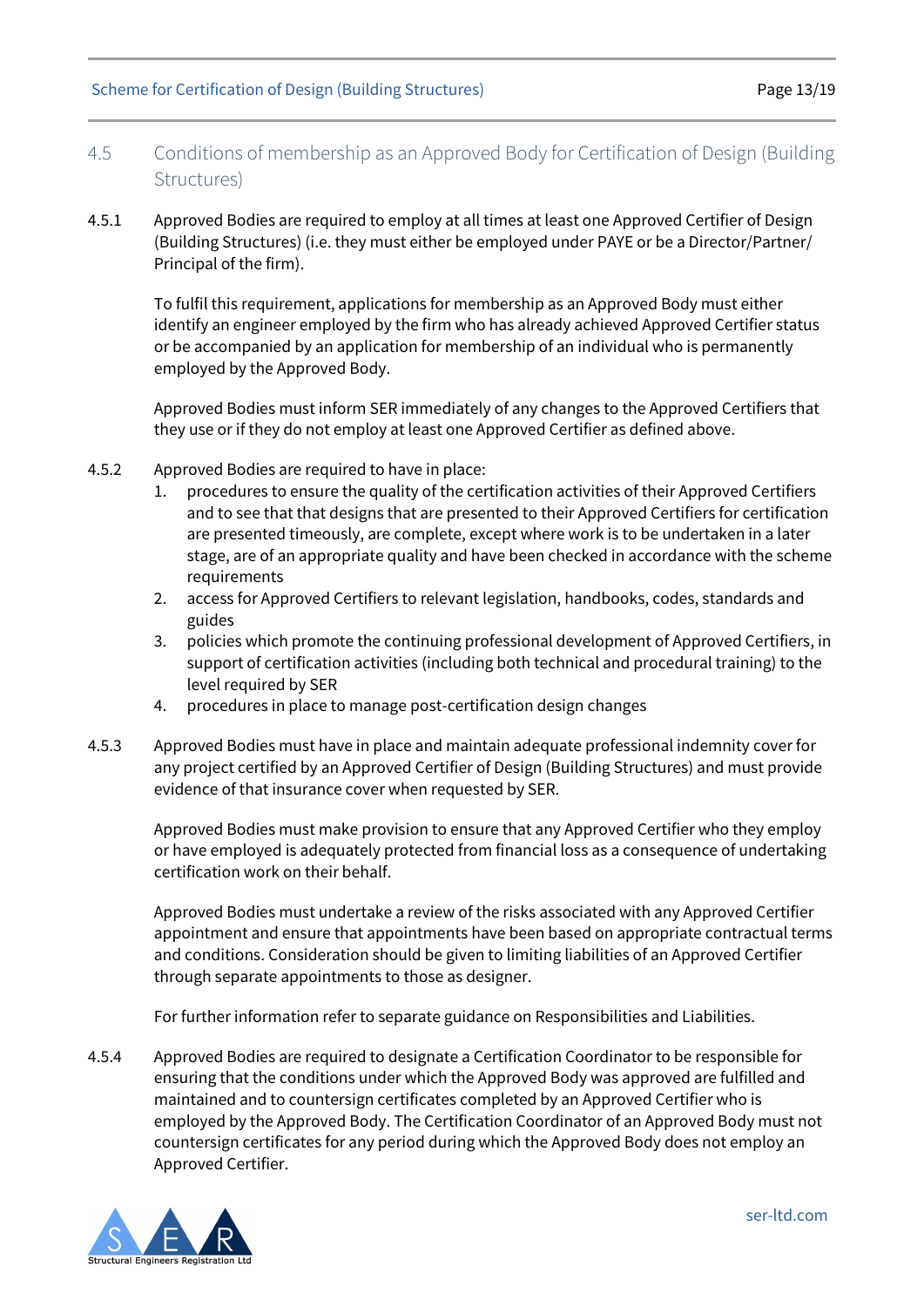## 4.5 Conditions of membership as an Approved Body for Certification of Design (Building Structures)

4.5.1 Approved Bodies are required to employ at all times at least one Approved Certifier of Design (Building Structures) (i.e. they must either be employed under PAYE or be a Director/Partner/ Principal of the firm).

To fulfil this requirement, applications for membership as an Approved Body must either identify an engineer employed by the firm who has already achieved Approved Certifier status or be accompanied by an application for membership of an individual who is permanently employed by the Approved Body.

Approved Bodies must inform SER immediately of any changes to the Approved Certifiers that they use or if they do not employ at least one Approved Certifier as defined above.

4.5.2 Approved Bodies are required to have in place:

1. procedures to ensure the quality of the certification activities of their Approved Certifiers and to see that that designs that are presented to their Approved Certifiers for certification are presented timeously, are complete, except where work is to be undertaken in a later stage, are of an appropriate quality and have been checked in accordance with the scheme requirements
2. access for Approved Certifiers to relevant legislation, handbooks, codes, standards and guides
3. policies which promote the continuing professional development of Approved Certifiers, in support of certification activities (including both technical and procedural training) to the level required by SER
4. procedures in place to manage post-certification design changes

4.5.3 Approved Bodies must have in place and maintain adequate professional indemnity cover for any project certified by an Approved Certifier of Design (Building Structures) and must provide evidence of that insurance cover when requested by SER.

Approved Bodies must make provision to ensure that any Approved Certifier who they employ or have employed is adequately protected from financial loss as a consequence of undertaking certification work on their behalf.

Approved Bodies must undertake a review of the risks associated with any Approved Certifier appointment and ensure that appointments have been based on appropriate contractual terms and conditions. Consideration should be given to limiting liabilities of an Approved Certifier through separate appointments to those as designer.

For further information refer to separate guidance on Responsibilities and Liabilities.

4.5.4 Approved Bodies are required to designate a Certification Coordinator to be responsible for ensuring that the conditions under which the Approved Body was approved are fulfilled and maintained and to countersign certificates completed by an Approved Certifier who is employed by the Approved Body. The Certification Coordinator of an Approved Body must not countersign certificates for any period during which the Approved Body does not employ an Approved Certifier.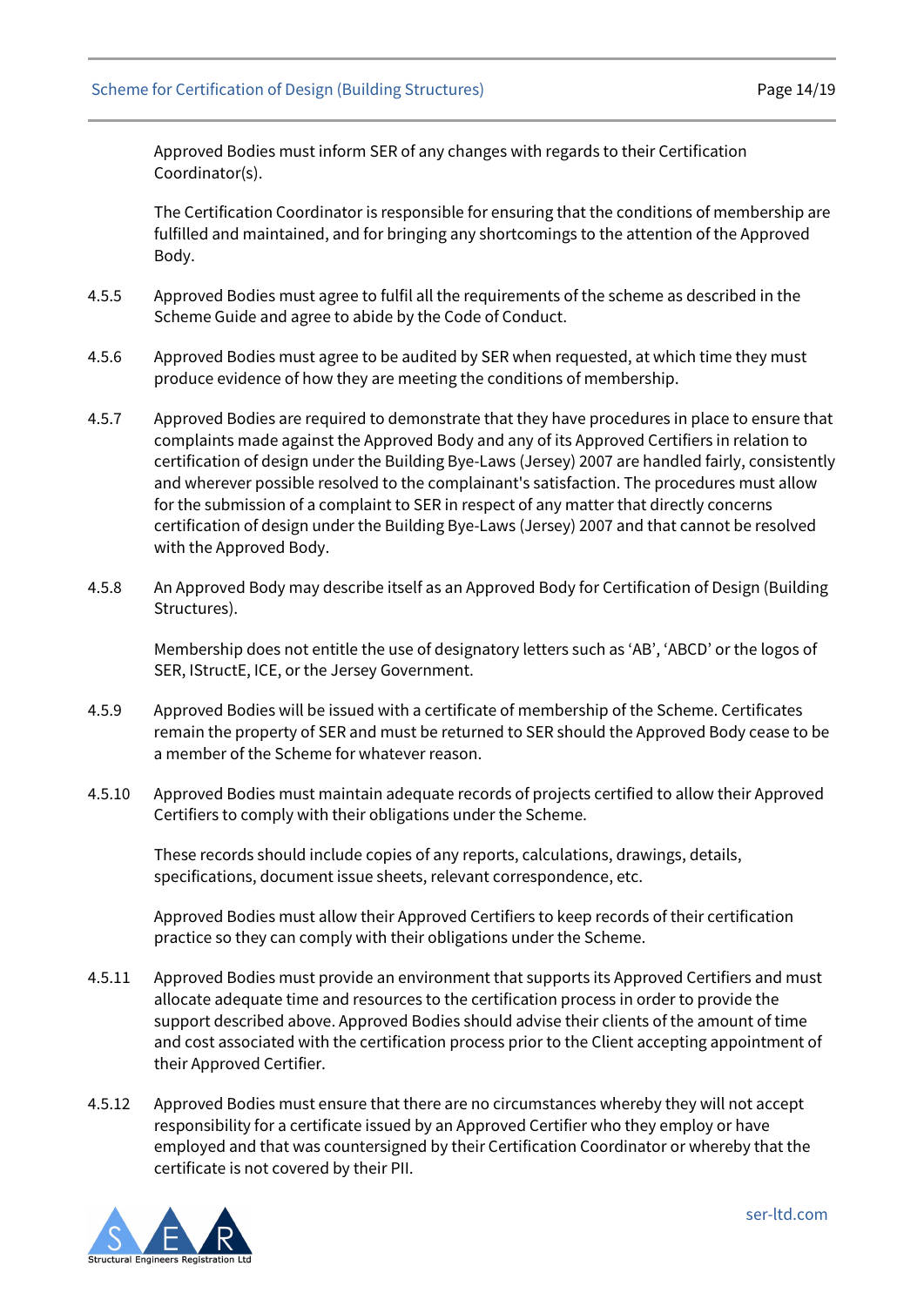Approved Bodies must inform SER of any changes with regards to their Certification Coordinator(s).

The Certification Coordinator is responsible for ensuring that the conditions of membership are fulfilled and maintained, and for bringing any shortcomings to the attention of the Approved Body.

4.5.5 Approved Bodies must agree to fulfil all the requirements of the scheme as described in the Scheme Guide and agree to abide by the Code of Conduct.

4.5.6 Approved Bodies must agree to be audited by SER when requested, at which time they must produce evidence of how they are meeting the conditions of membership.

4.5.7 Approved Bodies are required to demonstrate that they have procedures in place to ensure that complaints made against the Approved Body and any of its Approved Certifiers in relation to certification of design under the Building Bye-Laws (Jersey) 2007 are handled fairly, consistently and wherever possible resolved to the complainant's satisfaction. The procedures must allow for the submission of a complaint to SER in respect of any matter that directly concerns certification of design under the Building Bye-Laws (Jersey) 2007 and that cannot be resolved with the Approved Body.

4.5.8 An Approved Body may describe itself as an Approved Body for Certification of Design (Building Structures).

Membership does not entitle the use of designatory letters such as 'AB', 'ABCD' or the logos of SER, IStructE, ICE, or the Jersey Government.

4.5.9 Approved Bodies will be issued with a certificate of membership of the Scheme. Certificates remain the property of SER and must be returned to SER should the Approved Body cease to be a member of the Scheme for whatever reason.

4.5.10 Approved Bodies must maintain adequate records of projects certified to allow their Approved Certifiers to comply with their obligations under the Scheme.

These records should include copies of any reports, calculations, drawings, details, specifications, document issue sheets, relevant correspondence, etc.

Approved Bodies must allow their Approved Certifiers to keep records of their certification practice so they can comply with their obligations under the Scheme.

4.5.11 Approved Bodies must provide an environment that supports its Approved Certifiers and must allocate adequate time and resources to the certification process in order to provide the support described above. Approved Bodies should advise their clients of the amount of time and cost associated with the certification process prior to the Client accepting appointment of their Approved Certifier.

4.5.12 Approved Bodies must ensure that there are no circumstances whereby they will not accept responsibility for a certificate issued by an Approved Certifier who they employ or have employed and that was countersigned by their Certification Coordinator or whereby that the certificate is not covered by their PII.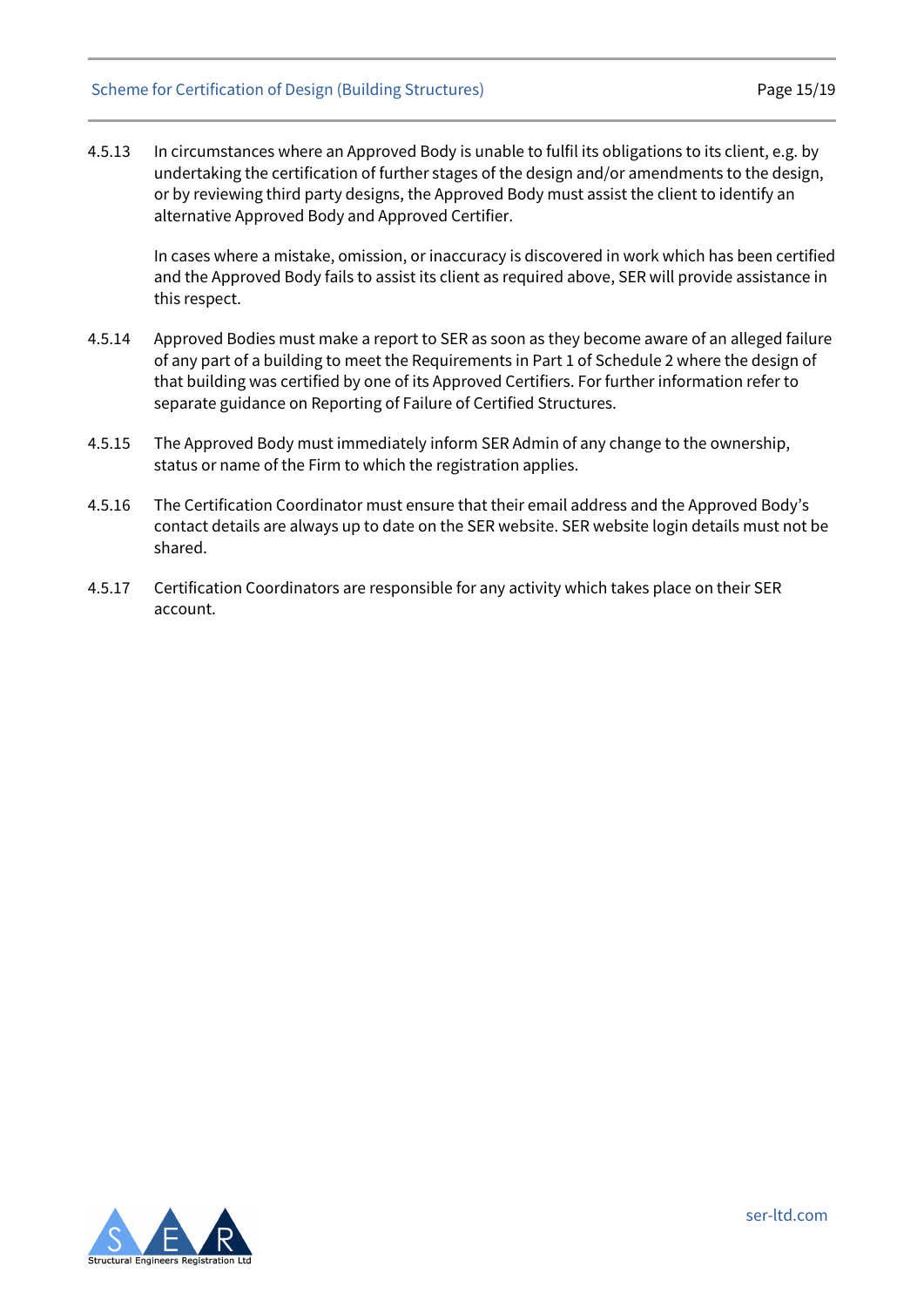4.5.13 In circumstances where an Approved Body is unable to fulfil its obligations to its client, e.g. by undertaking the certification of further stages of the design and/or amendments to the design, or by reviewing third party designs, the Approved Body must assist the client to identify an alternative Approved Body and Approved Certifier.

In cases where a mistake, omission, or inaccuracy is discovered in work which has been certified and the Approved Body fails to assist its client as required above, SER will provide assistance in this respect.

4.5.14 Approved Bodies must make a report to SER as soon as they become aware of an alleged failure of any part of a building to meet the Requirements in Part 1 of Schedule 2 where the design of that building was certified by one of its Approved Certifiers. For further information refer to separate guidance on Reporting of Failure of Certified Structures.

4.5.15 The Approved Body must immediately inform SER Admin of any change to the ownership, status or name of the Firm to which the registration applies.

4.5.16 The Certification Coordinator must ensure that their email address and the Approved Body's contact details are always up to date on the SER website. SER website login details must not be shared.

4.5.17 Certification Coordinators are responsible for any activity which takes place on their SER account.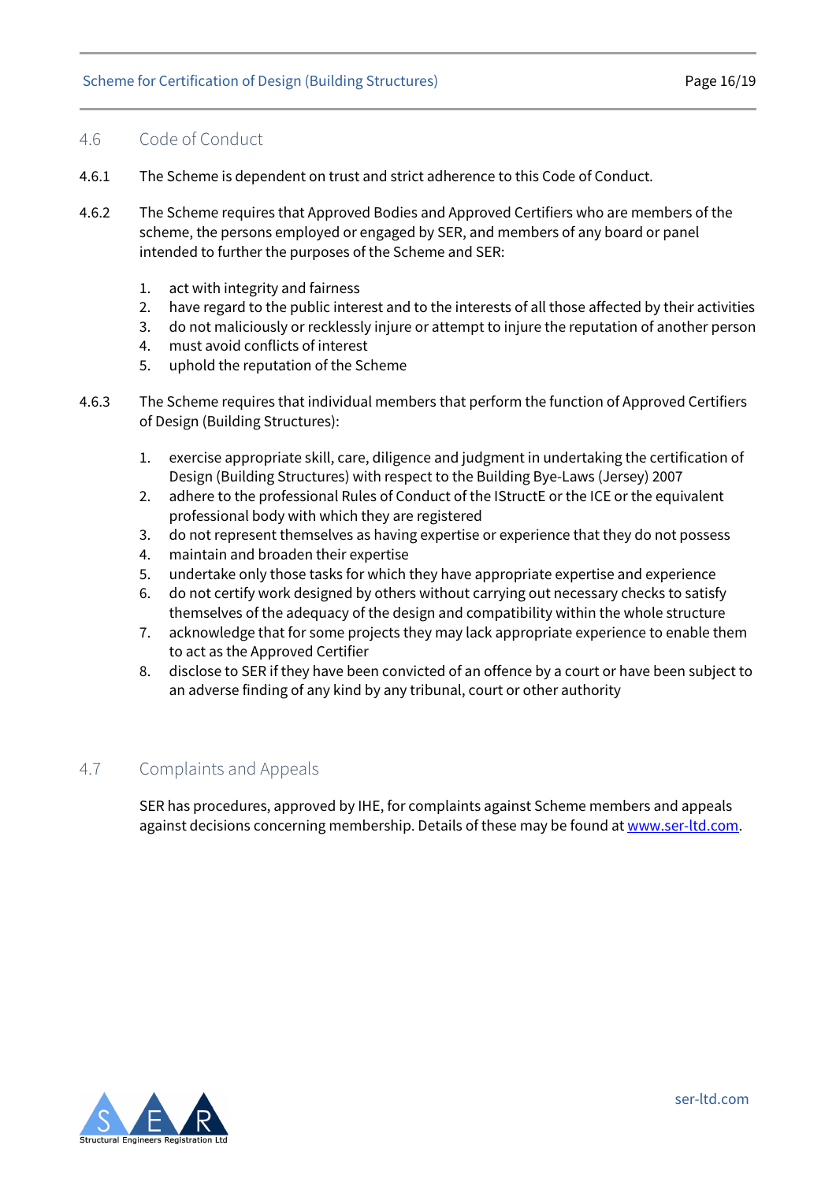## 4.6 Code of Conduct

4.6.1 The Scheme is dependent on trust and strict adherence to this Code of Conduct.

4.6.2 The Scheme requires that Approved Bodies and Approved Certifiers who are members of the scheme, the persons employed or engaged by SER, and members of any board or panel intended to further the purposes of the Scheme and SER:

1. act with integrity and fairness
2. have regard to the public interest and to the interests of all those affected by their activities
3. do not maliciously or recklessly injure or attempt to injure the reputation of another person
4. must avoid conflicts of interest
5. uphold the reputation of the Scheme

4.6.3 The Scheme requires that individual members that perform the function of Approved Certifiers of Design (Building Structures):

1. exercise appropriate skill, care, diligence and judgment in undertaking the certification of Design (Building Structures) with respect to the Building Bye-Laws (Jersey) 2007
2. adhere to the professional Rules of Conduct of the IStructE or the ICE or the equivalent professional body with which they are registered
3. do not represent themselves as having expertise or experience that they do not possess
4. maintain and broaden their expertise
5. undertake only those tasks for which they have appropriate expertise and experience
6. do not certify work designed by others without carrying out necessary checks to satisfy themselves of the adequacy of the design and compatibility within the whole structure
7. acknowledge that for some projects they may lack appropriate experience to enable them to act as the Approved Certifier
8. disclose to SER if they have been convicted of an offence by a court or have been subject to an adverse finding of any kind by any tribunal, court or other authority

## 4.7 Complaints and Appeals

SER has procedures, approved by IHE, for complaints against Scheme members and appeals against decisions concerning membership. Details of these may be found at [www.ser-ltd.com](http://www.ser-ltd.com).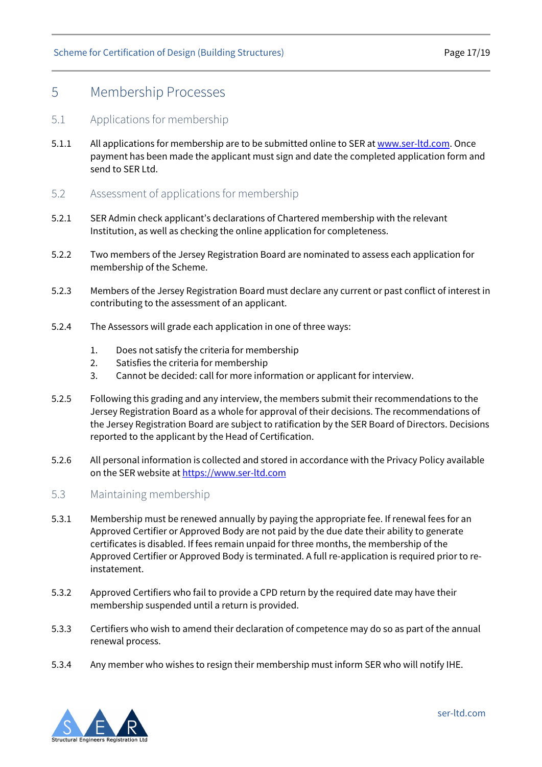# 5 Membership Processes

## 5.1 Applications for membership

5.1.1 All applications for membership are to be submitted online to SER at www.ser-ltd.com. Once payment has been made the applicant must sign and date the completed application form and send to SER Ltd.

## 5.2 Assessment of applications for membership

5.2.1 SER Admin check applicant's declarations of Chartered membership with the relevant Institution, as well as checking the online application for completeness.

5.2.2 Two members of the Jersey Registration Board are nominated to assess each application for membership of the Scheme.

5.2.3 Members of the Jersey Registration Board must declare any current or past conflict of interest in contributing to the assessment of an applicant.

5.2.4 The Assessors will grade each application in one of three ways:

1. Does not satisfy the criteria for membership
2. Satisfies the criteria for membership
3. Cannot be decided: call for more information or applicant for interview.

5.2.5 Following this grading and any interview, the members submit their recommendations to the Jersey Registration Board as a whole for approval of their decisions. The recommendations of the Jersey Registration Board are subject to ratification by the SER Board of Directors. Decisions reported to the applicant by the Head of Certification.

5.2.6 All personal information is collected and stored in accordance with the Privacy Policy available on the SER website at https://www.ser-ltd.com

## 5.3 Maintaining membership

5.3.1 Membership must be renewed annually by paying the appropriate fee. If renewal fees for an Approved Certifier or Approved Body are not paid by the due date their ability to generate certificates is disabled. If fees remain unpaid for three months, the membership of the Approved Certifier or Approved Body is terminated. A full re-application is required prior to re-instatement.

5.3.2 Approved Certifiers who fail to provide a CPD return by the required date may have their membership suspended until a return is provided.

5.3.3 Certifiers who wish to amend their declaration of competence may do so as part of the annual renewal process.

5.3.4 Any member who wishes to resign their membership must inform SER who will notify IHE.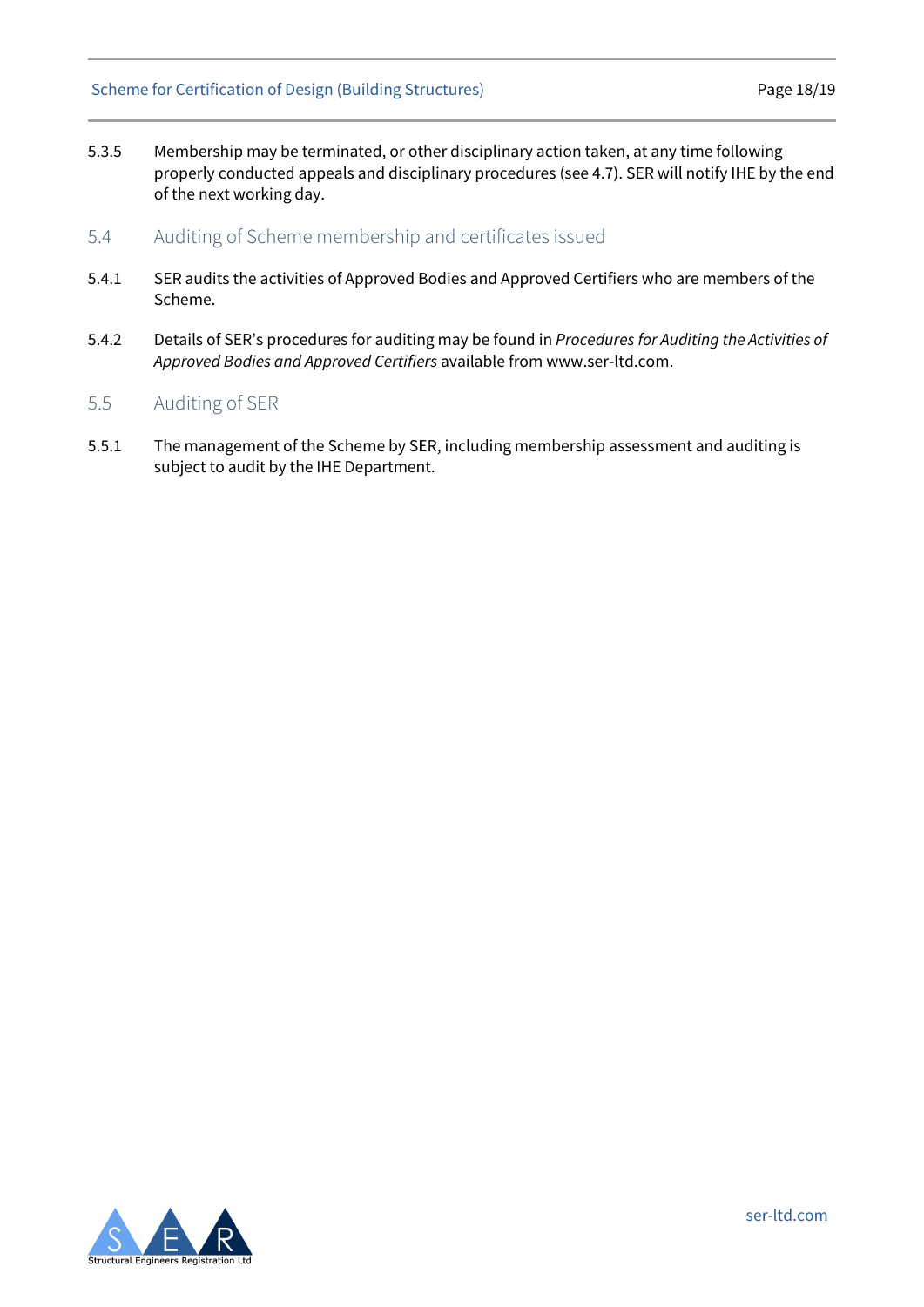5.3.5 Membership may be terminated, or other disciplinary action taken, at any time following properly conducted appeals and disciplinary procedures (see 4.7). SER will notify IHE by the end of the next working day.

## 5.4 Auditing of Scheme membership and certificates issued

5.4.1 SER audits the activities of Approved Bodies and Approved Certifiers who are members of the Scheme.

5.4.2 Details of SER's procedures for auditing may be found in *Procedures for Auditing the Activities of Approved Bodies and Approved Certifiers* available from www.ser-ltd.com.

## 5.5 Auditing of SER

5.5.1 The management of the Scheme by SER, including membership assessment and auditing is subject to audit by the IHE Department.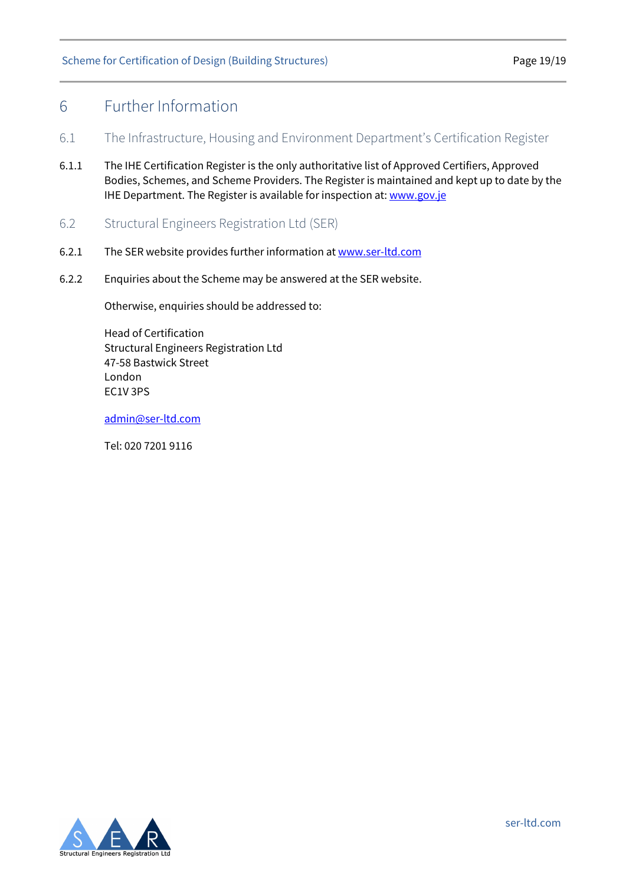# 6 Further Information

## 6.1 The Infrastructure, Housing and Environment Department's Certification Register

6.1.1 The IHE Certification Register is the only authoritative list of Approved Certifiers, Approved Bodies, Schemes, and Scheme Providers. The Register is maintained and kept up to date by the IHE Department. The Register is available for inspection at: www.gov.je

## 6.2 Structural Engineers Registration Ltd (SER)

6.2.1 The SER website provides further information at www.ser-ltd.com

6.2.2 Enquiries about the Scheme may be answered at the SER website.

Otherwise, enquiries should be addressed to:

Head of Certification
Structural Engineers Registration Ltd
47-58 Bastwick Street
London
EC1V 3PS

admin@ser-ltd.com

Tel: 020 7201 9116